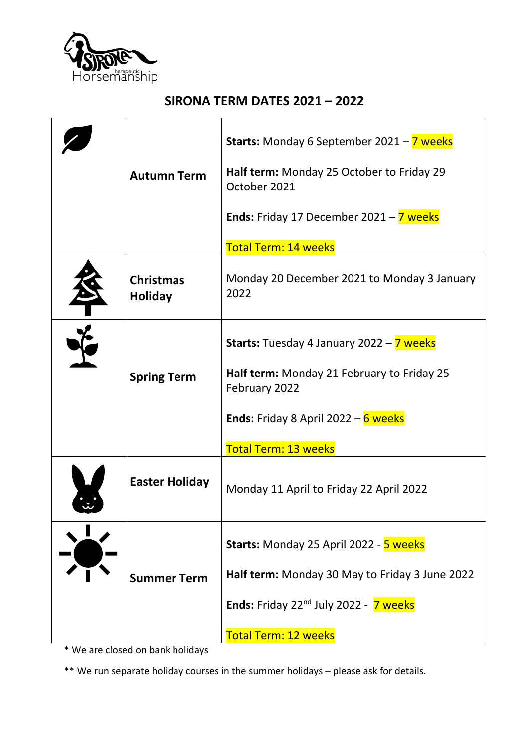# SIRONA TERM DATES 2021 – 2022

| | | |
|---|---|---|
| | **Autumn Term** | **Starts:** Monday 6 September 2021 – 7 weeks<br><br>**Half term:** Monday 25 October to Friday 29 October 2021<br><br>**Ends:** Friday 17 December 2021 – 7 weeks<br><br>Total Term: 14 weeks |
| | **Christmas Holiday** | Monday 20 December 2021 to Monday 3 January 2022 |
| | **Spring Term** | **Starts:** Tuesday 4 January 2022 – 7 weeks<br><br>**Half term:** Monday 21 February to Friday 25 February 2022<br><br>**Ends:** Friday 8 April 2022 – 6 weeks<br><br>Total Term: 13 weeks |
| | **Easter Holiday** | Monday 11 April to Friday 22 April 2022 |
| | **Summer Term** | **Starts:** Monday 25 April 2022 - 5 weeks<br><br>**Half term:** Monday 30 May to Friday 3 June 2022<br><br>**Ends:** Friday 22nd July 2022 - 7 weeks<br><br>Total Term: 12 weeks |

* We are closed on bank holidays

** We run separate holiday courses in the summer holidays – please ask for details.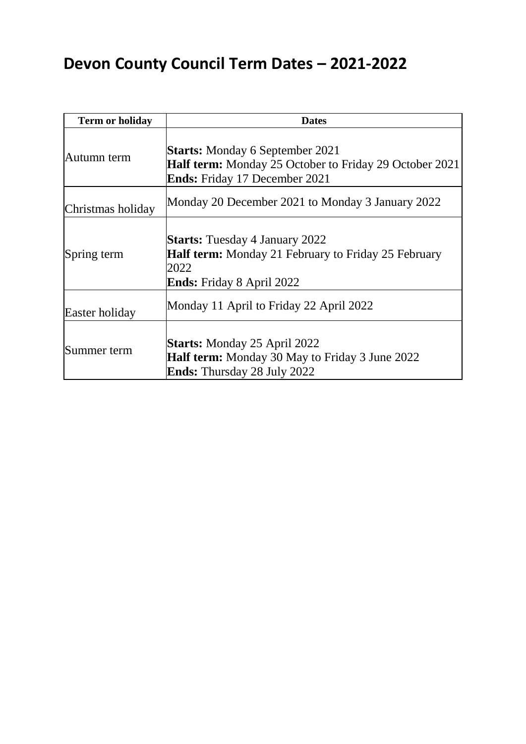# Devon County Council Term Dates – 2021-2022

| Term or holiday | Dates |
|---|---|
| Autumn term | **Starts:** Monday 6 September 2021<br>**Half term:** Monday 25 October to Friday 29 October 2021<br>**Ends:** Friday 17 December 2021 |
| Christmas holiday | Monday 20 December 2021 to Monday 3 January 2022 |
| Spring term | **Starts:** Tuesday 4 January 2022<br>**Half term:** Monday 21 February to Friday 25 February 2022<br>**Ends:** Friday 8 April 2022 |
| Easter holiday | Monday 11 April to Friday 22 April 2022 |
| Summer term | **Starts:** Monday 25 April 2022<br>**Half term:** Monday 30 May to Friday 3 June 2022<br>**Ends:** Thursday 28 July 2022 |